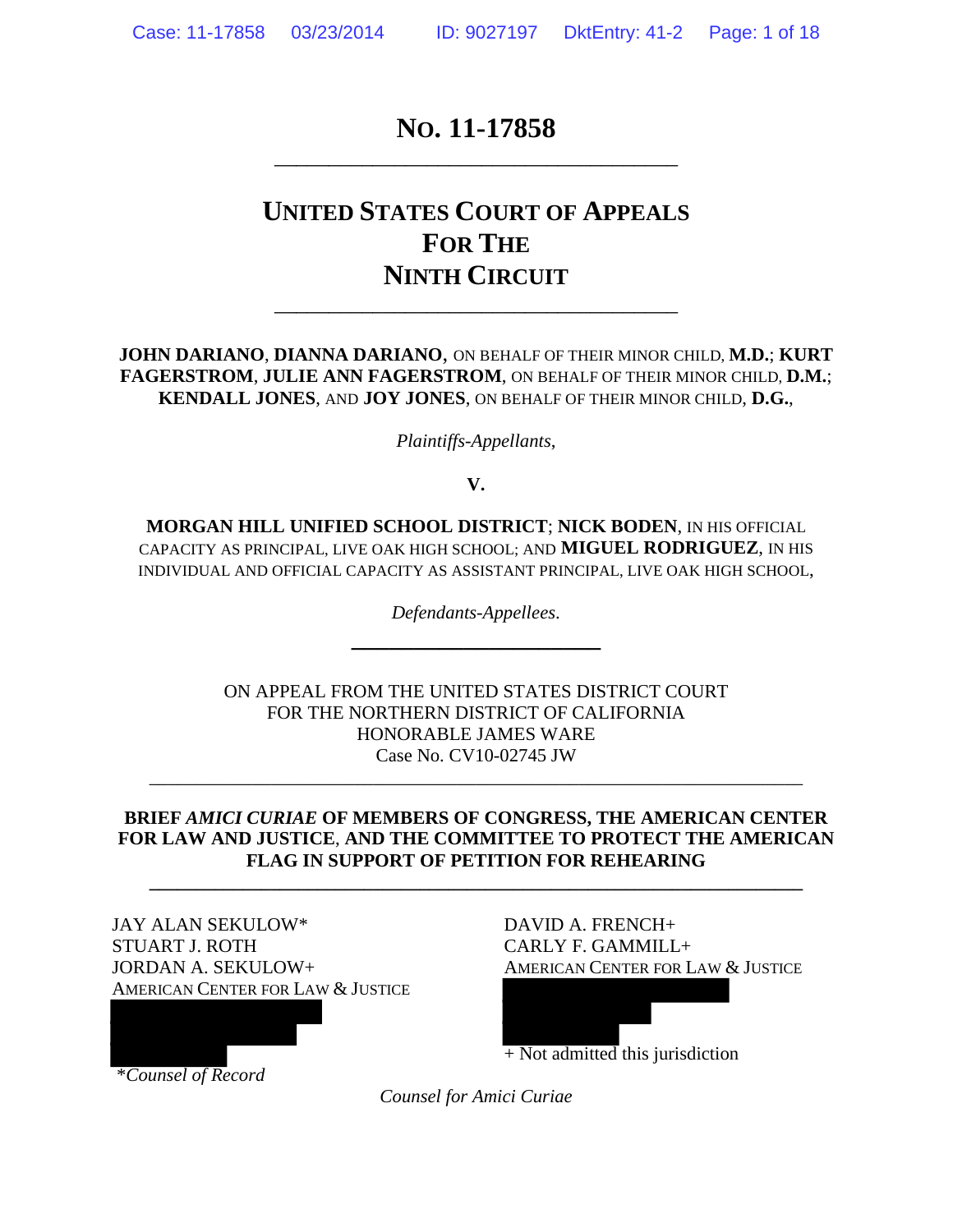# No. 11-17858

---

## United States Court of Appeals For The Ninth Circuit

---

**JOHN DARIANO**, **DIANNA DARIANO**, ON BEHALF OF THEIR MINOR CHILD, **M.D.**; **KURT FAGERSTROM**, **JULIE ANN FAGERSTROM**, ON BEHALF OF THEIR MINOR CHILD, **D.M.**; **KENDALL JONES**, AND **JOY JONES**, ON BEHALF OF THEIR MINOR CHILD, **D.G.**,

*Plaintiffs-Appellants*,

**V.**

**MORGAN HILL UNIFIED SCHOOL DISTRICT**; **NICK BODEN**, IN HIS OFFICIAL CAPACITY AS PRINCIPAL, LIVE OAK HIGH SCHOOL; AND **MIGUEL RODRIGUEZ**, IN HIS INDIVIDUAL AND OFFICIAL CAPACITY AS ASSISTANT PRINCIPAL, LIVE OAK HIGH SCHOOL,

*Defendants-Appellees*.

---

ON APPEAL FROM THE UNITED STATES DISTRICT COURT
FOR THE NORTHERN DISTRICT OF CALIFORNIA
HONORABLE JAMES WARE
Case No. CV10-02745 JW

---

**BRIEF *AMICI CURIAE* OF MEMBERS OF CONGRESS, THE AMERICAN CENTER FOR LAW AND JUSTICE, AND THE COMMITTEE TO PROTECT THE AMERICAN FLAG IN SUPPORT OF PETITION FOR REHEARING**

---

JAY ALAN SEKULOW*
STUART J. ROTH
JORDAN A. SEKULOW+
AMERICAN CENTER FOR LAW & JUSTICE

*Counsel of Record

DAVID A. FRENCH+
CARLY F. GAMMILL+
AMERICAN CENTER FOR LAW & JUSTICE

+ Not admitted this jurisdiction

*Counsel for Amici Curiae*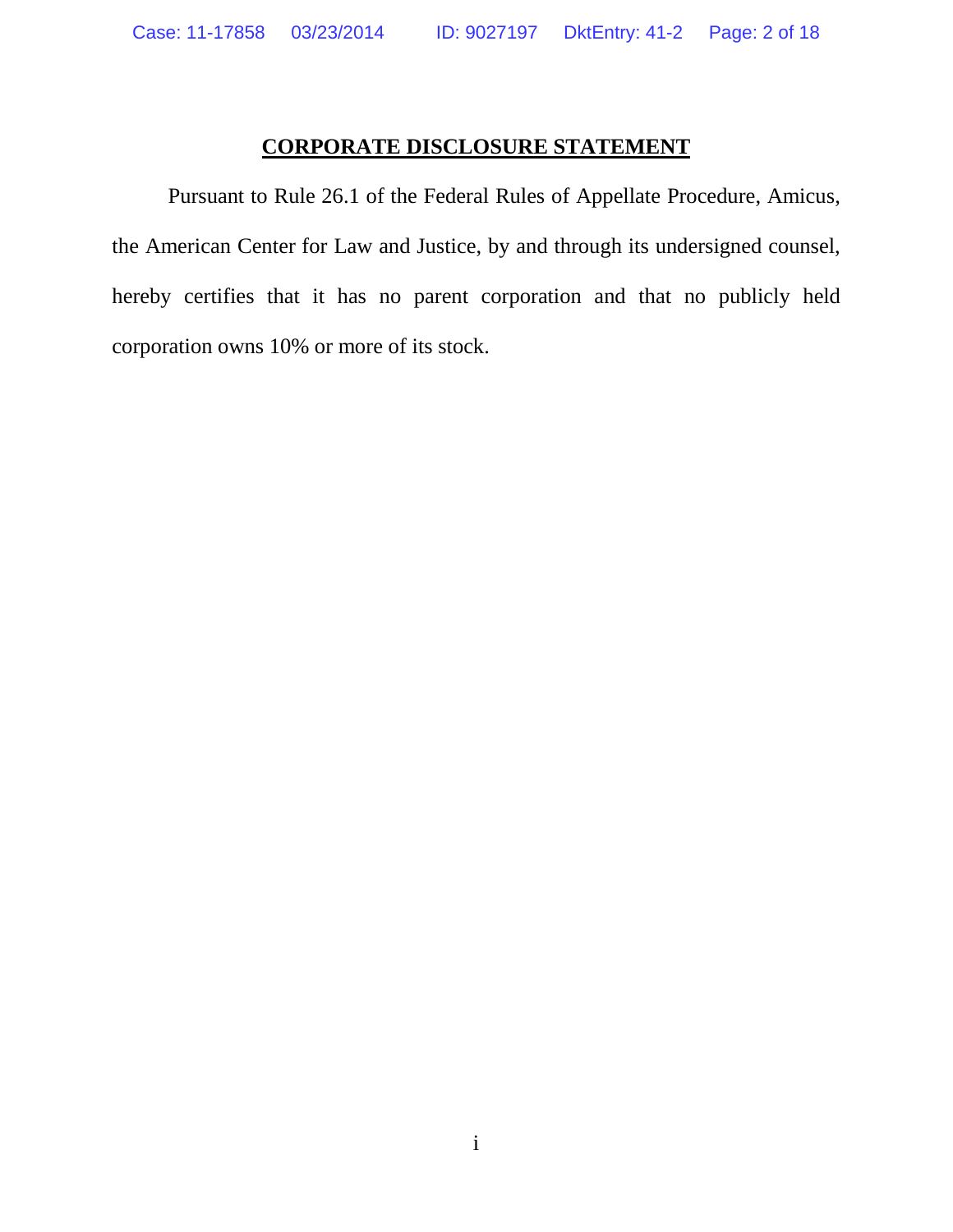# CORPORATE DISCLOSURE STATEMENT

Pursuant to Rule 26.1 of the Federal Rules of Appellate Procedure, Amicus, the American Center for Law and Justice, by and through its undersigned counsel, hereby certifies that it has no parent corporation and that no publicly held corporation owns 10% or more of its stock.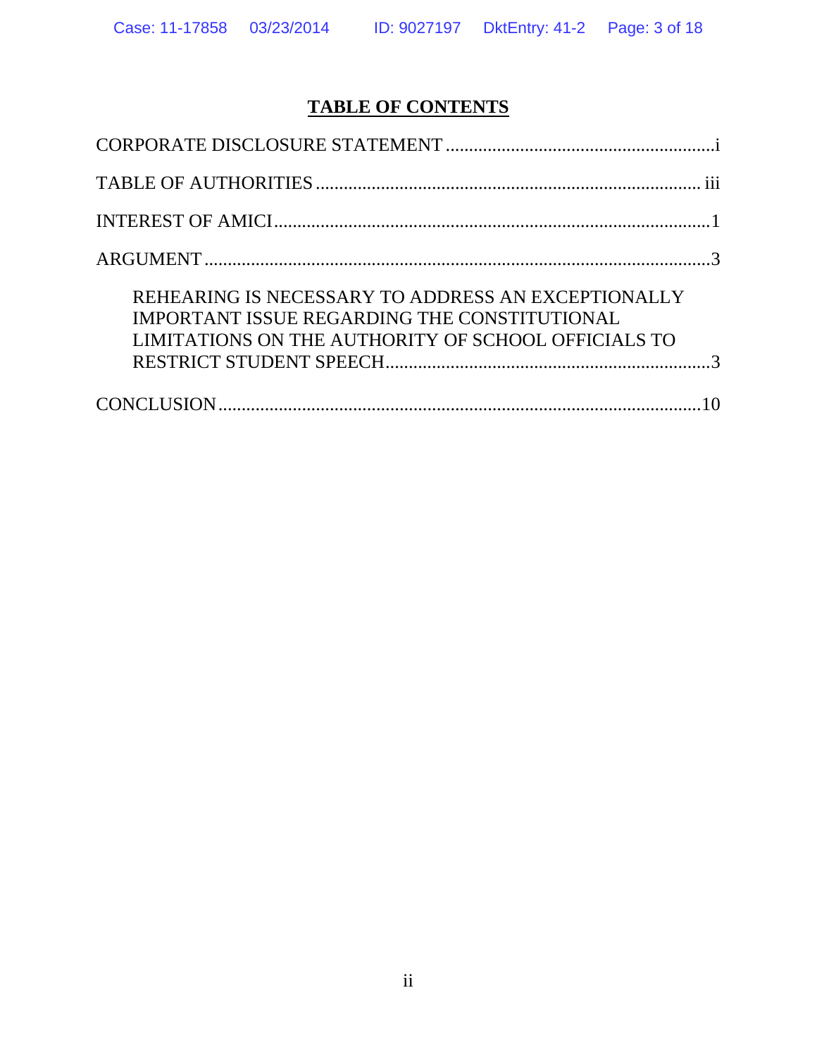# TABLE OF CONTENTS

CORPORATE DISCLOSURE STATEMENT ........................................................ i

TABLE OF AUTHORITIES ................................................................................ iii

INTEREST OF AMICI ........................................................................................ 1

ARGUMENT ....................................................................................................... 3

REHEARING IS NECESSARY TO ADDRESS AN EXCEPTIONALLY IMPORTANT ISSUE REGARDING THE CONSTITUTIONAL LIMITATIONS ON THE AUTHORITY OF SCHOOL OFFICIALS TO RESTRICT STUDENT SPEECH ..................................................................... 3

CONCLUSION .................................................................................................... 10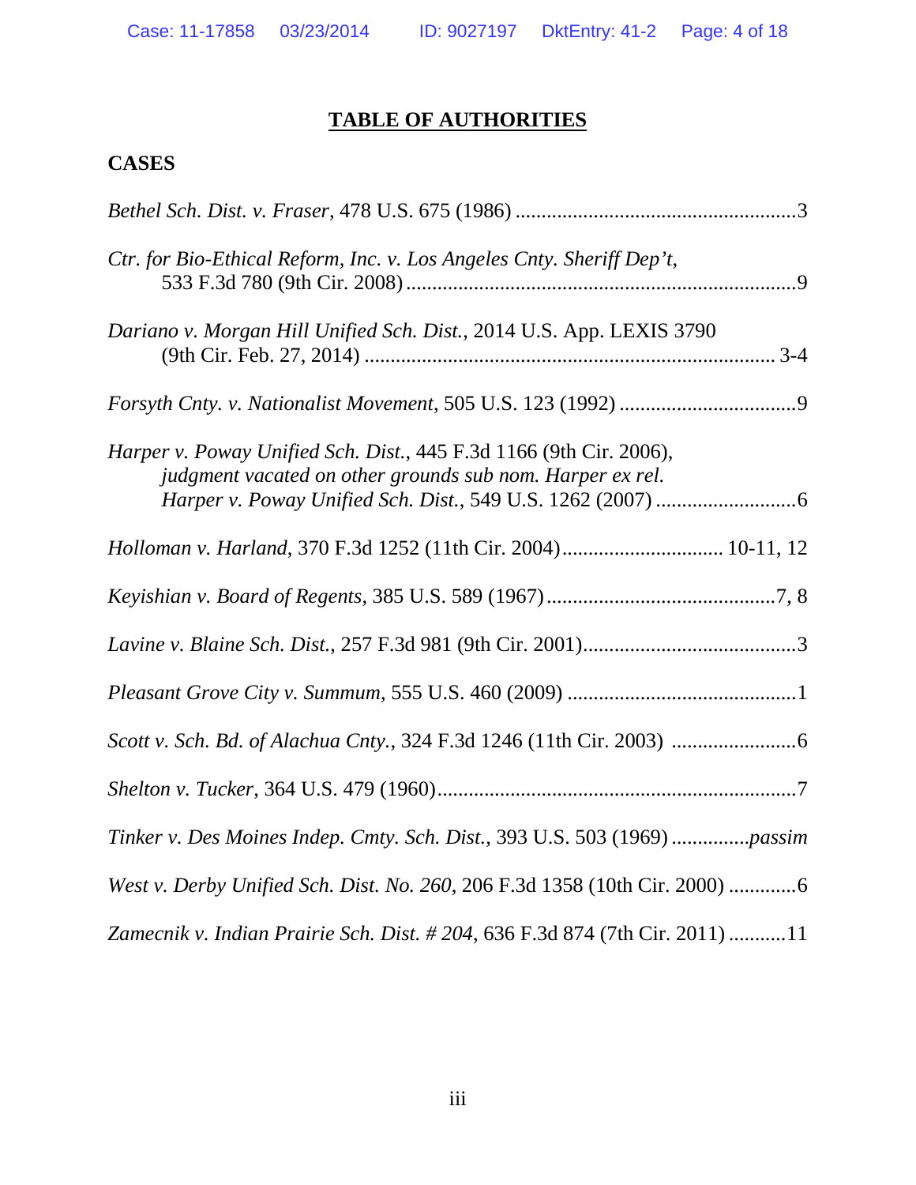# TABLE OF AUTHORITIES

## CASES

*Bethel Sch. Dist. v. Fraser*, 478 U.S. 675 (1986) ......................................................3

*Ctr. for Bio-Ethical Reform, Inc. v. Los Angeles Cnty. Sheriff Dep't*, 533 F.3d 780 (9th Cir. 2008) ..........................................................................9

*Dariano v. Morgan Hill Unified Sch. Dist.*, 2014 U.S. App. LEXIS 3790 (9th Cir. Feb. 27, 2014) .............................................................................. 3-4

*Forsyth Cnty. v. Nationalist Movement*, 505 U.S. 123 (1992) ..................................9

*Harper v. Poway Unified Sch. Dist.*, 445 F.3d 1166 (9th Cir. 2006), *judgment vacated on other grounds sub nom. Harper ex rel. Harper v. Poway Unified Sch. Dist.*, 549 U.S. 1262 (2007) ...........................6

*Holloman v. Harland*, 370 F.3d 1252 (11th Cir. 2004).............................. 10-11, 12

*Keyishian v. Board of Regents*, 385 U.S. 589 (1967)............................................7, 8

*Lavine v. Blaine Sch. Dist.*, 257 F.3d 981 (9th Cir. 2001).........................................3

*Pleasant Grove City v. Summum*, 555 U.S. 460 (2009) ............................................1

*Scott v. Sch. Bd. of Alachua Cnty.*, 324 F.3d 1246 (11th Cir. 2003) ........................6

*Shelton v. Tucker*, 364 U.S. 479 (1960).....................................................................7

*Tinker v. Des Moines Indep. Cmty. Sch. Dist.*, 393 U.S. 503 (1969) ..............*passim*

*West v. Derby Unified Sch. Dist. No. 260*, 206 F.3d 1358 (10th Cir. 2000) .............6

*Zamecnik v. Indian Prairie Sch. Dist. # 204*, 636 F.3d 874 (7th Cir. 2011) ...........11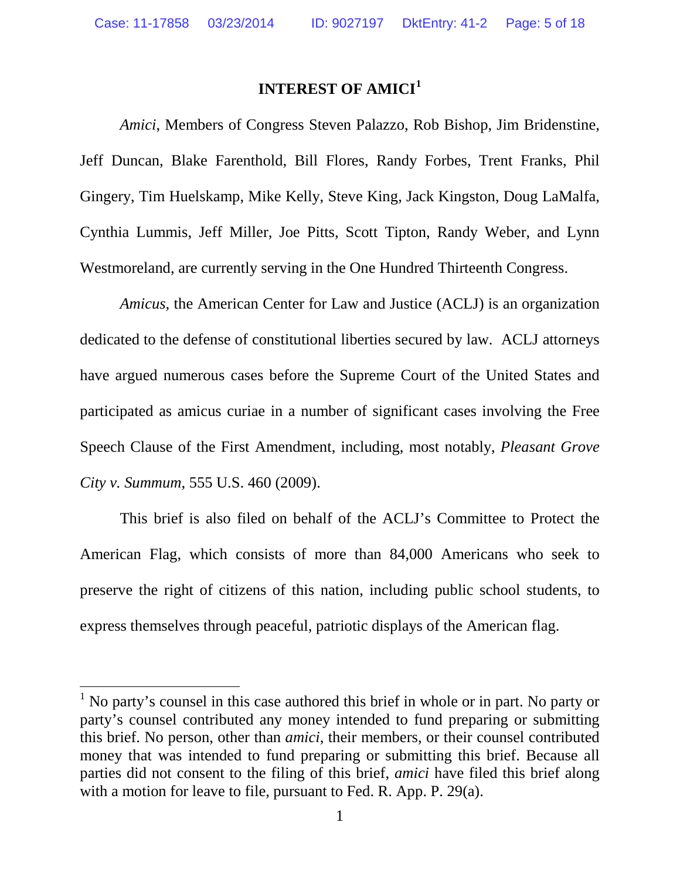# INTEREST OF AMICI[1]

*Amici*, Members of Congress Steven Palazzo, Rob Bishop, Jim Bridenstine, Jeff Duncan, Blake Farenthold, Bill Flores, Randy Forbes, Trent Franks, Phil Gingery, Tim Huelskamp, Mike Kelly, Steve King, Jack Kingston, Doug LaMalfa, Cynthia Lummis, Jeff Miller, Joe Pitts, Scott Tipton, Randy Weber, and Lynn Westmoreland, are currently serving in the One Hundred Thirteenth Congress.

*Amicus,* the American Center for Law and Justice (ACLJ) is an organization dedicated to the defense of constitutional liberties secured by law. ACLJ attorneys have argued numerous cases before the Supreme Court of the United States and participated as amicus curiae in a number of significant cases involving the Free Speech Clause of the First Amendment, including, most notably, *Pleasant Grove City v. Summum*, 555 U.S. 460 (2009).

This brief is also filed on behalf of the ACLJ's Committee to Protect the American Flag, which consists of more than 84,000 Americans who seek to preserve the right of citizens of this nation, including public school students, to express themselves through peaceful, patriotic displays of the American flag.

---

[1] No party's counsel in this case authored this brief in whole or in part. No party or party's counsel contributed any money intended to fund preparing or submitting this brief. No person, other than *amici*, their members, or their counsel contributed money that was intended to fund preparing or submitting this brief. Because all parties did not consent to the filing of this brief, *amici* have filed this brief along with a motion for leave to file, pursuant to Fed. R. App. P. 29(a).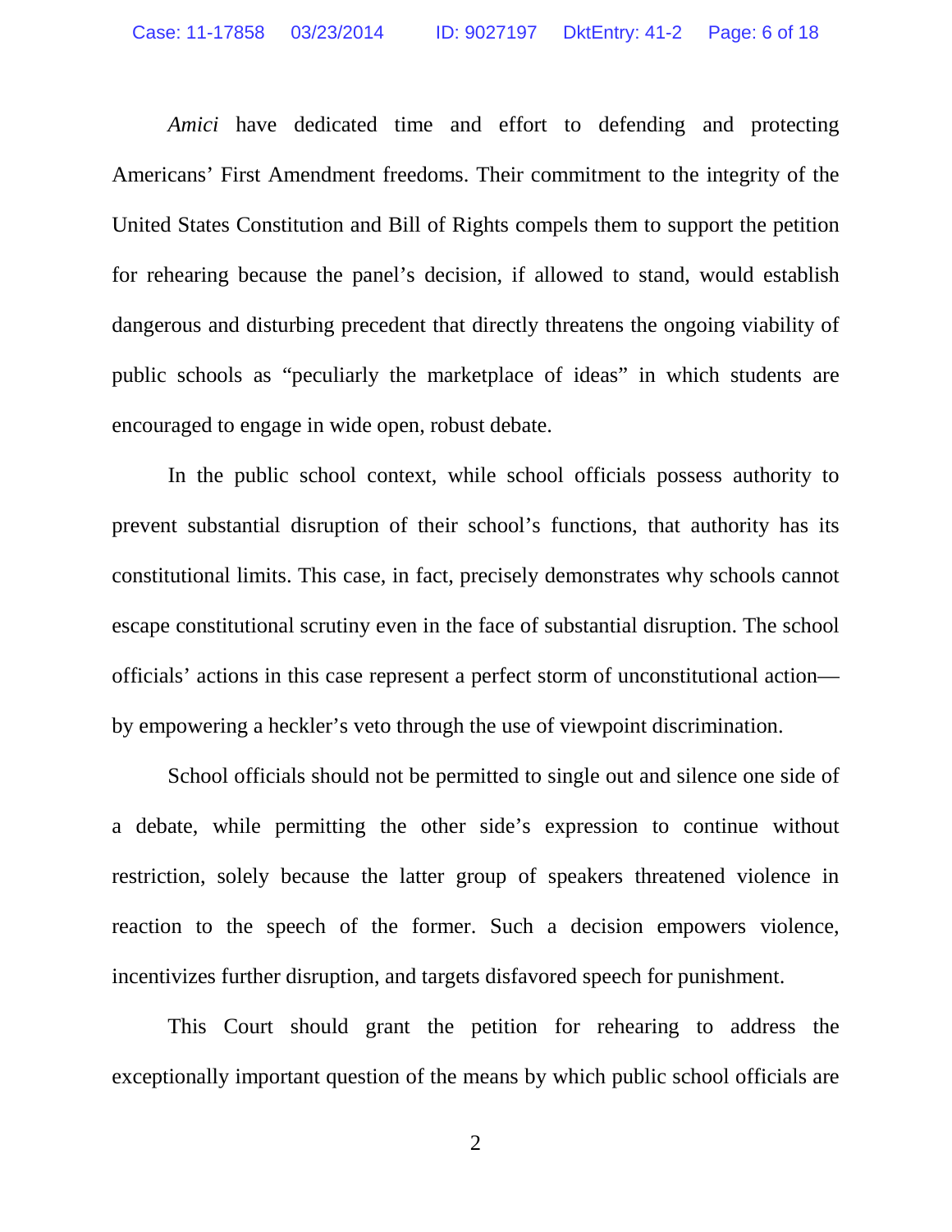*Amici* have dedicated time and effort to defending and protecting Americans' First Amendment freedoms. Their commitment to the integrity of the United States Constitution and Bill of Rights compels them to support the petition for rehearing because the panel's decision, if allowed to stand, would establish dangerous and disturbing precedent that directly threatens the ongoing viability of public schools as "peculiarly the marketplace of ideas" in which students are encouraged to engage in wide open, robust debate.

In the public school context, while school officials possess authority to prevent substantial disruption of their school's functions, that authority has its constitutional limits. This case, in fact, precisely demonstrates why schools cannot escape constitutional scrutiny even in the face of substantial disruption. The school officials' actions in this case represent a perfect storm of unconstitutional action—by empowering a heckler's veto through the use of viewpoint discrimination.

School officials should not be permitted to single out and silence one side of a debate, while permitting the other side's expression to continue without restriction, solely because the latter group of speakers threatened violence in reaction to the speech of the former. Such a decision empowers violence, incentivizes further disruption, and targets disfavored speech for punishment.

This Court should grant the petition for rehearing to address the exceptionally important question of the means by which public school officials are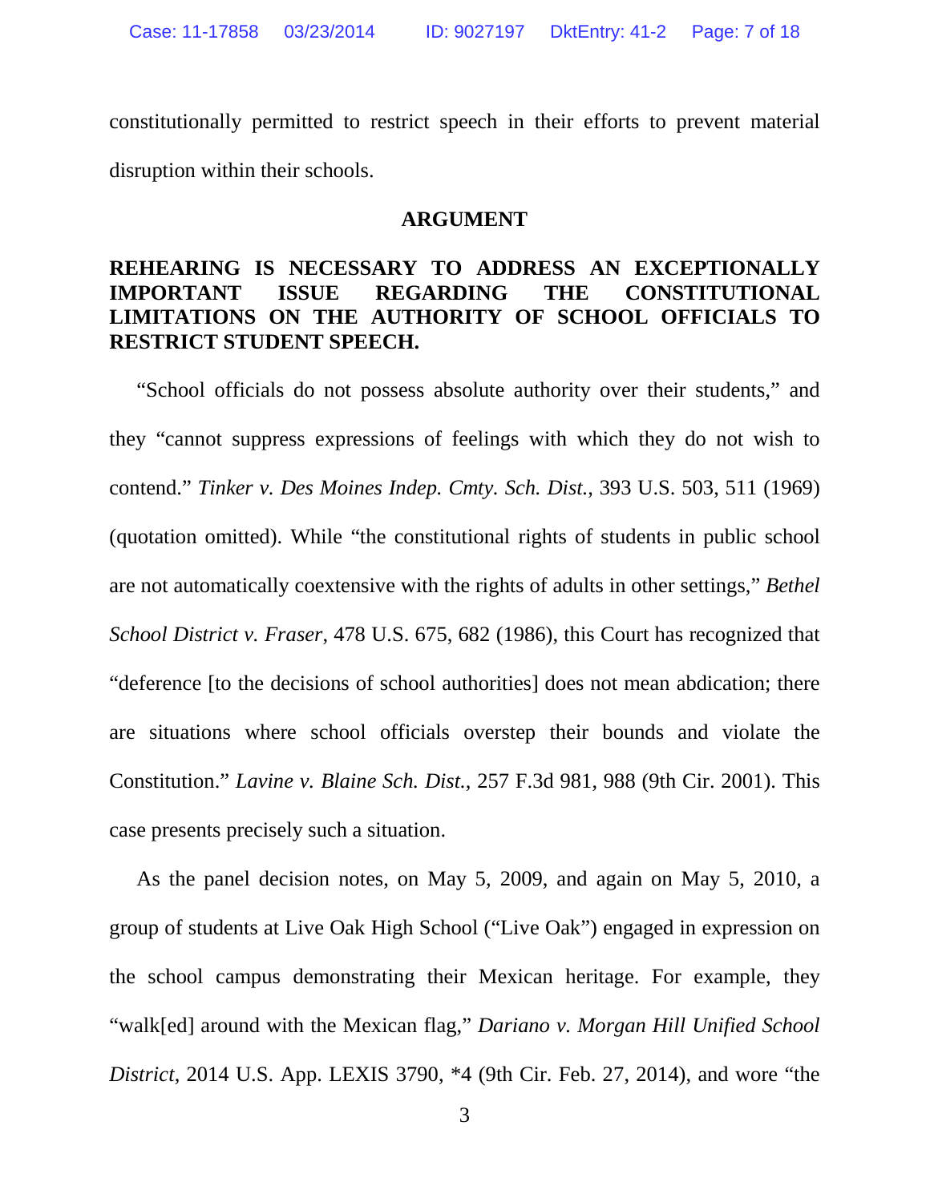constitutionally permitted to restrict speech in their efforts to prevent material disruption within their schools.

## ARGUMENT

### REHEARING IS NECESSARY TO ADDRESS AN EXCEPTIONALLY IMPORTANT ISSUE REGARDING THE CONSTITUTIONAL LIMITATIONS ON THE AUTHORITY OF SCHOOL OFFICIALS TO RESTRICT STUDENT SPEECH.

"School officials do not possess absolute authority over their students," and they "cannot suppress expressions of feelings with which they do not wish to contend." *Tinker v. Des Moines Indep. Cmty. Sch. Dist.*, 393 U.S. 503, 511 (1969) (quotation omitted). While "the constitutional rights of students in public school are not automatically coextensive with the rights of adults in other settings," *Bethel School District v. Fraser*, 478 U.S. 675, 682 (1986), this Court has recognized that "deference [to the decisions of school authorities] does not mean abdication; there are situations where school officials overstep their bounds and violate the Constitution." *Lavine v. Blaine Sch. Dist.*, 257 F.3d 981, 988 (9th Cir. 2001). This case presents precisely such a situation.

As the panel decision notes, on May 5, 2009, and again on May 5, 2010, a group of students at Live Oak High School ("Live Oak") engaged in expression on the school campus demonstrating their Mexican heritage. For example, they "walk[ed] around with the Mexican flag," *Dariano v. Morgan Hill Unified School District*, 2014 U.S. App. LEXIS 3790, *4 (9th Cir. Feb. 27, 2014), and wore "the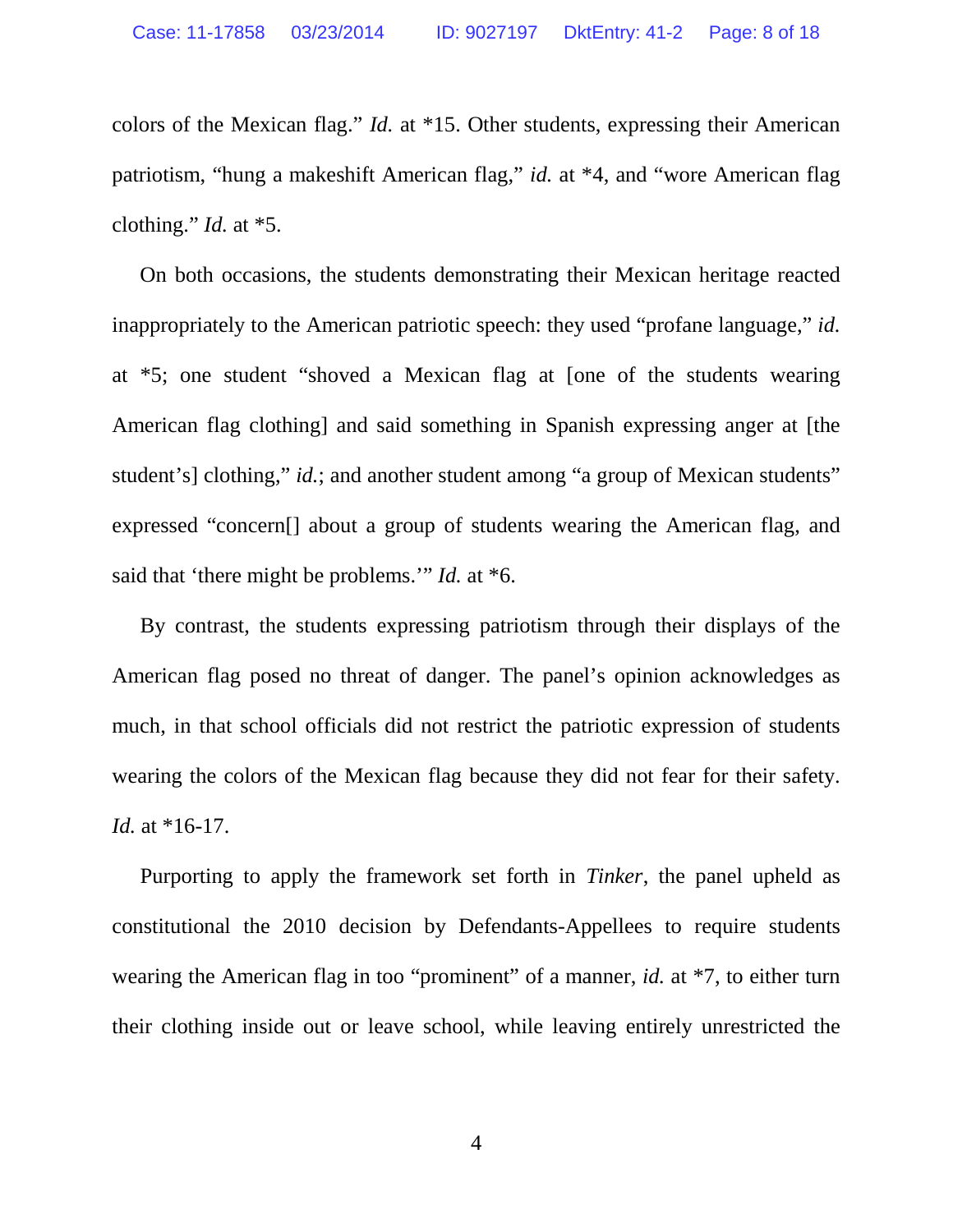colors of the Mexican flag." *Id.* at *15. Other students, expressing their American patriotism, "hung a makeshift American flag," *id.* at *4, and "wore American flag clothing." *Id.* at *5.

On both occasions, the students demonstrating their Mexican heritage reacted inappropriately to the American patriotic speech: they used "profane language," *id.* at *5; one student "shoved a Mexican flag at [one of the students wearing American flag clothing] and said something in Spanish expressing anger at [the student's] clothing," *id.*; and another student among "a group of Mexican students" expressed "concern[] about a group of students wearing the American flag, and said that 'there might be problems.'" *Id.* at *6.

By contrast, the students expressing patriotism through their displays of the American flag posed no threat of danger. The panel's opinion acknowledges as much, in that school officials did not restrict the patriotic expression of students wearing the colors of the Mexican flag because they did not fear for their safety. *Id.* at *16-17.

Purporting to apply the framework set forth in *Tinker*, the panel upheld as constitutional the 2010 decision by Defendants-Appellees to require students wearing the American flag in too "prominent" of a manner, *id.* at *7, to either turn their clothing inside out or leave school, while leaving entirely unrestricted the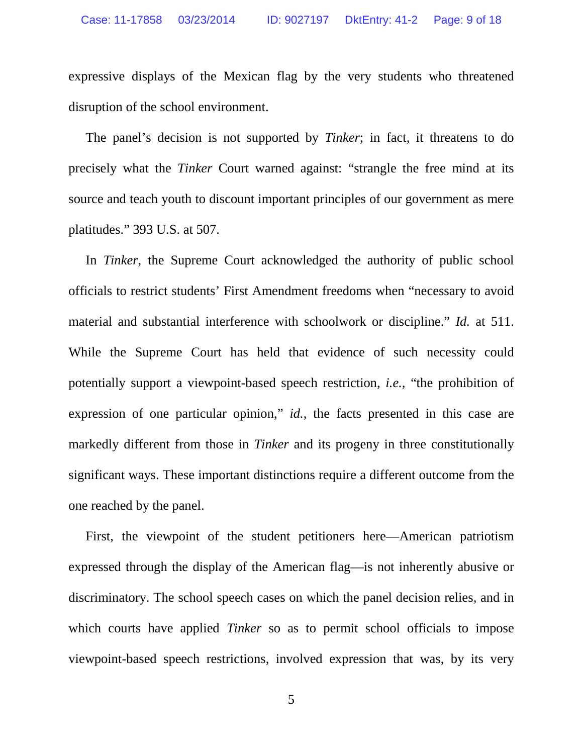expressive displays of the Mexican flag by the very students who threatened disruption of the school environment.

The panel's decision is not supported by *Tinker*; in fact, it threatens to do precisely what the *Tinker* Court warned against: "strangle the free mind at its source and teach youth to discount important principles of our government as mere platitudes." 393 U.S. at 507.

In *Tinker*, the Supreme Court acknowledged the authority of public school officials to restrict students' First Amendment freedoms when "necessary to avoid material and substantial interference with schoolwork or discipline." *Id.* at 511. While the Supreme Court has held that evidence of such necessity could potentially support a viewpoint-based speech restriction, *i.e.*, "the prohibition of expression of one particular opinion," *id.*, the facts presented in this case are markedly different from those in *Tinker* and its progeny in three constitutionally significant ways. These important distinctions require a different outcome from the one reached by the panel.

First, the viewpoint of the student petitioners here—American patriotism expressed through the display of the American flag—is not inherently abusive or discriminatory. The school speech cases on which the panel decision relies, and in which courts have applied *Tinker* so as to permit school officials to impose viewpoint-based speech restrictions, involved expression that was, by its very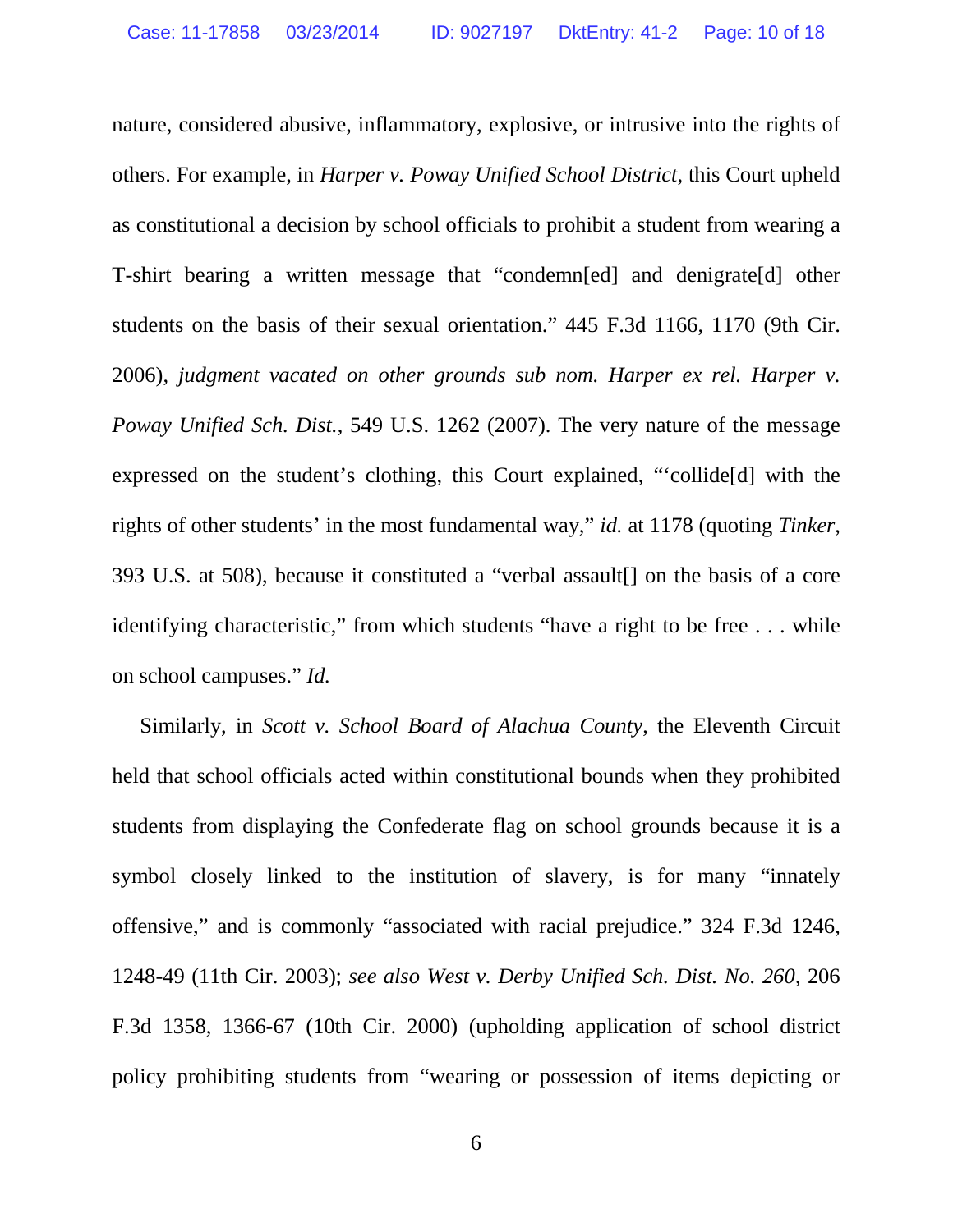nature, considered abusive, inflammatory, explosive, or intrusive into the rights of others. For example, in *Harper v. Poway Unified School District*, this Court upheld as constitutional a decision by school officials to prohibit a student from wearing a T-shirt bearing a written message that "condemn[ed] and denigrate[d] other students on the basis of their sexual orientation." 445 F.3d 1166, 1170 (9th Cir. 2006), *judgment vacated on other grounds sub nom. Harper ex rel. Harper v. Poway Unified Sch. Dist.*, 549 U.S. 1262 (2007). The very nature of the message expressed on the student's clothing, this Court explained, "'collide[d] with the rights of other students' in the most fundamental way," *id.* at 1178 (quoting *Tinker*, 393 U.S. at 508), because it constituted a "verbal assault[] on the basis of a core identifying characteristic," from which students "have a right to be free . . . while on school campuses." *Id.*

Similarly, in *Scott v. School Board of Alachua County*, the Eleventh Circuit held that school officials acted within constitutional bounds when they prohibited students from displaying the Confederate flag on school grounds because it is a symbol closely linked to the institution of slavery, is for many "innately offensive," and is commonly "associated with racial prejudice." 324 F.3d 1246, 1248-49 (11th Cir. 2003); *see also West v. Derby Unified Sch. Dist. No. 260*, 206 F.3d 1358, 1366-67 (10th Cir. 2000) (upholding application of school district policy prohibiting students from "wearing or possession of items depicting or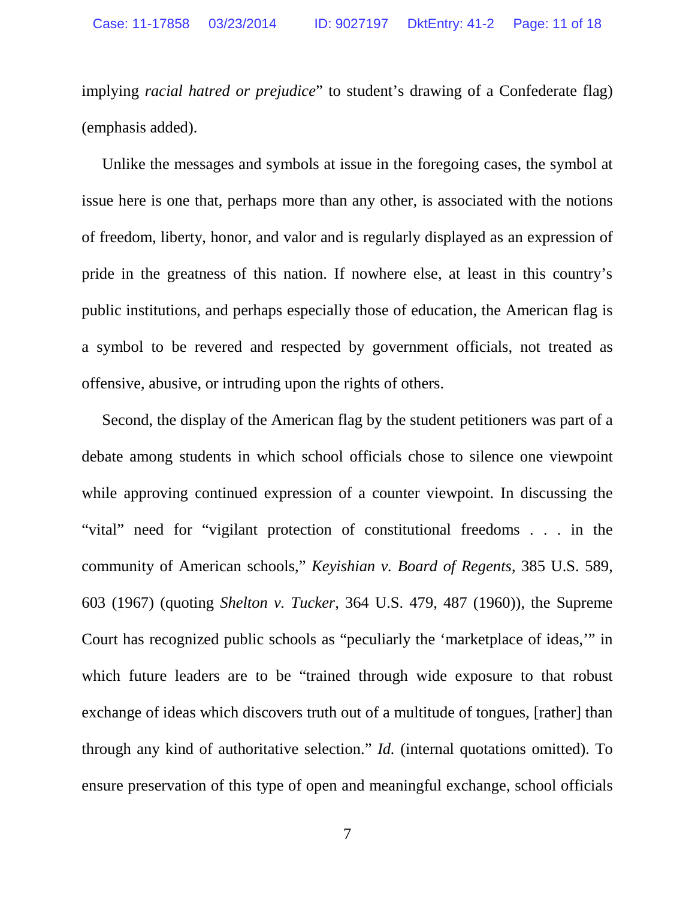implying *racial hatred or prejudice*" to student's drawing of a Confederate flag) (emphasis added).

Unlike the messages and symbols at issue in the foregoing cases, the symbol at issue here is one that, perhaps more than any other, is associated with the notions of freedom, liberty, honor, and valor and is regularly displayed as an expression of pride in the greatness of this nation. If nowhere else, at least in this country's public institutions, and perhaps especially those of education, the American flag is a symbol to be revered and respected by government officials, not treated as offensive, abusive, or intruding upon the rights of others.

Second, the display of the American flag by the student petitioners was part of a debate among students in which school officials chose to silence one viewpoint while approving continued expression of a counter viewpoint. In discussing the "vital" need for "vigilant protection of constitutional freedoms . . . in the community of American schools," *Keyishian v. Board of Regents*, 385 U.S. 589, 603 (1967) (quoting *Shelton v. Tucker*, 364 U.S. 479, 487 (1960)), the Supreme Court has recognized public schools as "peculiarly the 'marketplace of ideas,'" in which future leaders are to be "trained through wide exposure to that robust exchange of ideas which discovers truth out of a multitude of tongues, [rather] than through any kind of authoritative selection." *Id.* (internal quotations omitted). To ensure preservation of this type of open and meaningful exchange, school officials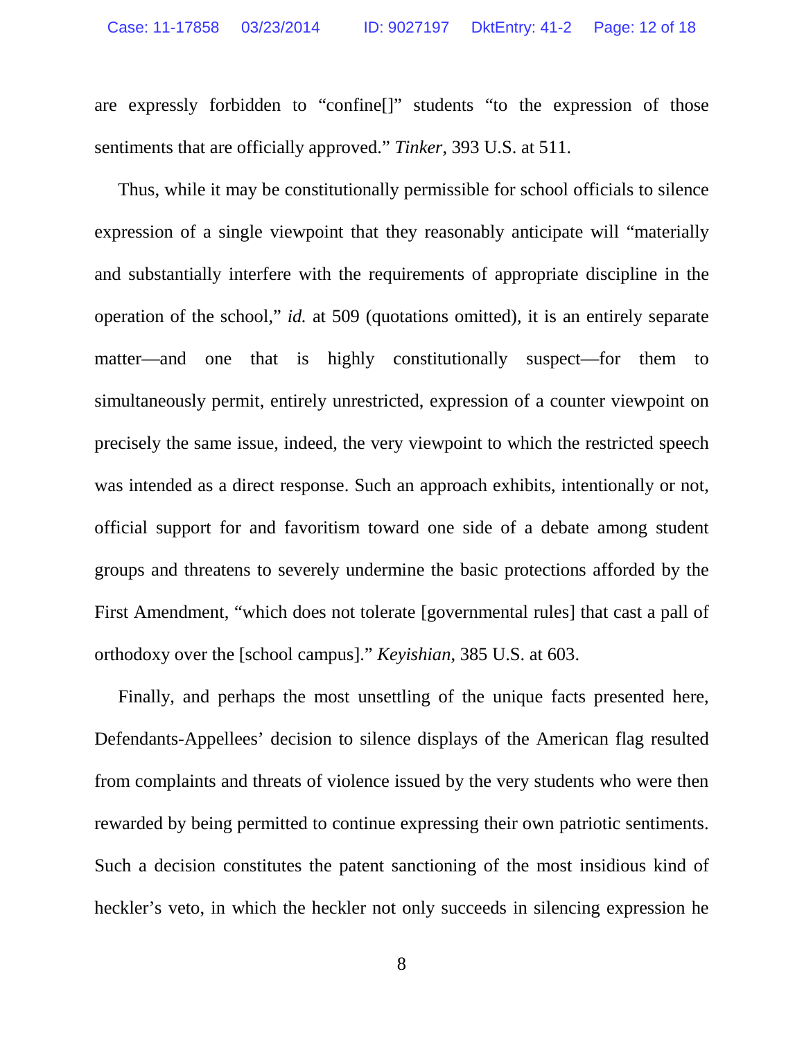are expressly forbidden to "confine[]" students "to the expression of those sentiments that are officially approved." *Tinker*, 393 U.S. at 511.

Thus, while it may be constitutionally permissible for school officials to silence expression of a single viewpoint that they reasonably anticipate will "materially and substantially interfere with the requirements of appropriate discipline in the operation of the school," *id.* at 509 (quotations omitted), it is an entirely separate matter—and one that is highly constitutionally suspect—for them to simultaneously permit, entirely unrestricted, expression of a counter viewpoint on precisely the same issue, indeed, the very viewpoint to which the restricted speech was intended as a direct response. Such an approach exhibits, intentionally or not, official support for and favoritism toward one side of a debate among student groups and threatens to severely undermine the basic protections afforded by the First Amendment, "which does not tolerate [governmental rules] that cast a pall of orthodoxy over the [school campus]." *Keyishian,* 385 U.S. at 603.

Finally, and perhaps the most unsettling of the unique facts presented here, Defendants-Appellees' decision to silence displays of the American flag resulted from complaints and threats of violence issued by the very students who were then rewarded by being permitted to continue expressing their own patriotic sentiments. Such a decision constitutes the patent sanctioning of the most insidious kind of heckler's veto, in which the heckler not only succeeds in silencing expression he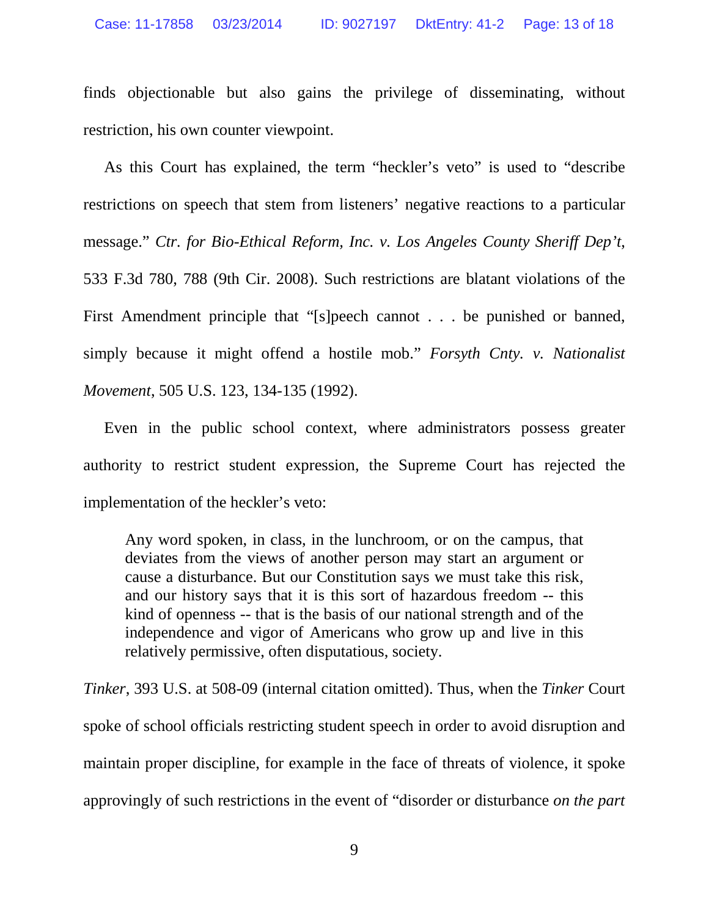finds objectionable but also gains the privilege of disseminating, without restriction, his own counter viewpoint.

As this Court has explained, the term "heckler's veto" is used to "describe restrictions on speech that stem from listeners' negative reactions to a particular message." *Ctr. for Bio-Ethical Reform, Inc. v. Los Angeles County Sheriff Dep't*, 533 F.3d 780, 788 (9th Cir. 2008). Such restrictions are blatant violations of the First Amendment principle that "[s]peech cannot . . . be punished or banned, simply because it might offend a hostile mob." *Forsyth Cnty. v. Nationalist Movement*, 505 U.S. 123, 134-135 (1992).

Even in the public school context, where administrators possess greater authority to restrict student expression, the Supreme Court has rejected the implementation of the heckler's veto:

> Any word spoken, in class, in the lunchroom, or on the campus, that deviates from the views of another person may start an argument or cause a disturbance. But our Constitution says we must take this risk, and our history says that it is this sort of hazardous freedom -- this kind of openness -- that is the basis of our national strength and of the independence and vigor of Americans who grow up and live in this relatively permissive, often disputatious, society.

*Tinker*, 393 U.S. at 508-09 (internal citation omitted). Thus, when the *Tinker* Court spoke of school officials restricting student speech in order to avoid disruption and maintain proper discipline, for example in the face of threats of violence, it spoke approvingly of such restrictions in the event of "disorder or disturbance *on the part*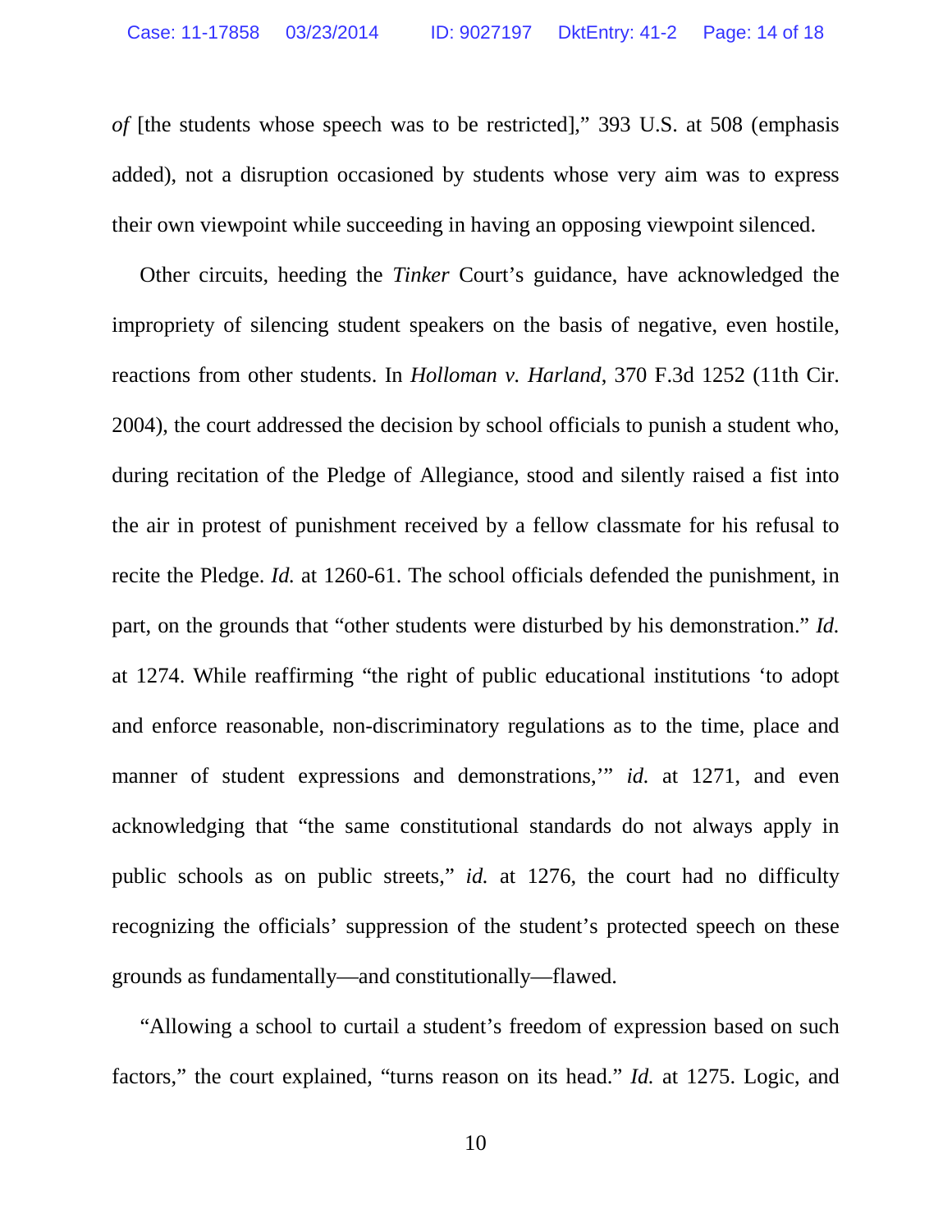*of* [the students whose speech was to be restricted]," 393 U.S. at 508 (emphasis added), not a disruption occasioned by students whose very aim was to express their own viewpoint while succeeding in having an opposing viewpoint silenced.

Other circuits, heeding the *Tinker* Court's guidance, have acknowledged the impropriety of silencing student speakers on the basis of negative, even hostile, reactions from other students. In *Holloman v. Harland*, 370 F.3d 1252 (11th Cir. 2004), the court addressed the decision by school officials to punish a student who, during recitation of the Pledge of Allegiance, stood and silently raised a fist into the air in protest of punishment received by a fellow classmate for his refusal to recite the Pledge. *Id.* at 1260-61. The school officials defended the punishment, in part, on the grounds that "other students were disturbed by his demonstration." *Id.* at 1274. While reaffirming "the right of public educational institutions 'to adopt and enforce reasonable, non-discriminatory regulations as to the time, place and manner of student expressions and demonstrations,'" *id.* at 1271, and even acknowledging that "the same constitutional standards do not always apply in public schools as on public streets," *id.* at 1276, the court had no difficulty recognizing the officials' suppression of the student's protected speech on these grounds as fundamentally—and constitutionally—flawed.

"Allowing a school to curtail a student's freedom of expression based on such factors," the court explained, "turns reason on its head." *Id.* at 1275. Logic, and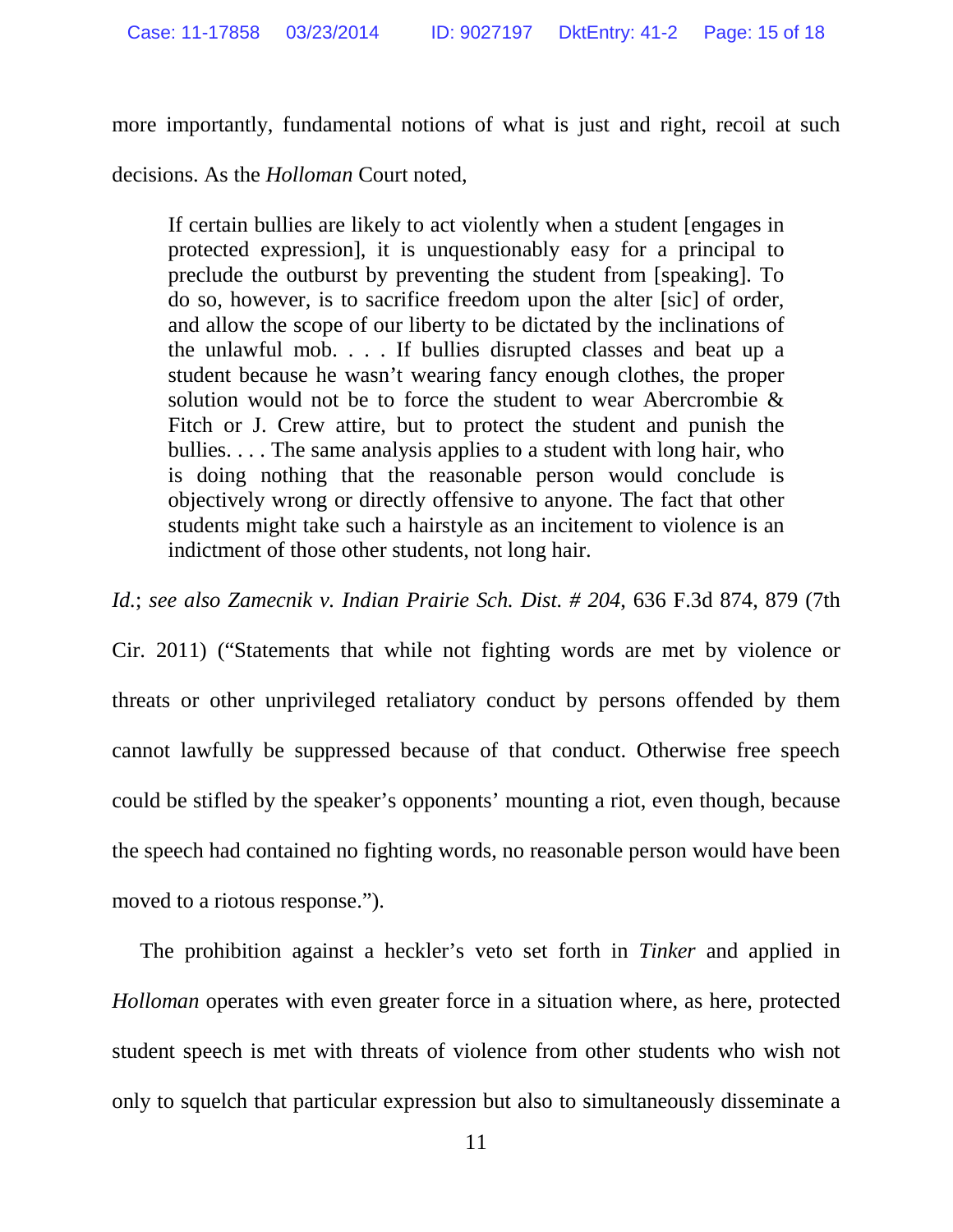more importantly, fundamental notions of what is just and right, recoil at such decisions. As the *Holloman* Court noted,

> If certain bullies are likely to act violently when a student [engages in protected expression], it is unquestionably easy for a principal to preclude the outburst by preventing the student from [speaking]. To do so, however, is to sacrifice freedom upon the alter [sic] of order, and allow the scope of our liberty to be dictated by the inclinations of the unlawful mob. . . . If bullies disrupted classes and beat up a student because he wasn't wearing fancy enough clothes, the proper solution would not be to force the student to wear Abercrombie & Fitch or J. Crew attire, but to protect the student and punish the bullies. . . . The same analysis applies to a student with long hair, who is doing nothing that the reasonable person would conclude is objectively wrong or directly offensive to anyone. The fact that other students might take such a hairstyle as an incitement to violence is an indictment of those other students, not long hair.

*Id.*; *see also Zamecnik v. Indian Prairie Sch. Dist. # 204*, 636 F.3d 874, 879 (7th Cir. 2011) ("Statements that while not fighting words are met by violence or threats or other unprivileged retaliatory conduct by persons offended by them cannot lawfully be suppressed because of that conduct. Otherwise free speech could be stifled by the speaker's opponents' mounting a riot, even though, because the speech had contained no fighting words, no reasonable person would have been moved to a riotous response.").

The prohibition against a heckler's veto set forth in *Tinker* and applied in *Holloman* operates with even greater force in a situation where, as here, protected student speech is met with threats of violence from other students who wish not only to squelch that particular expression but also to simultaneously disseminate a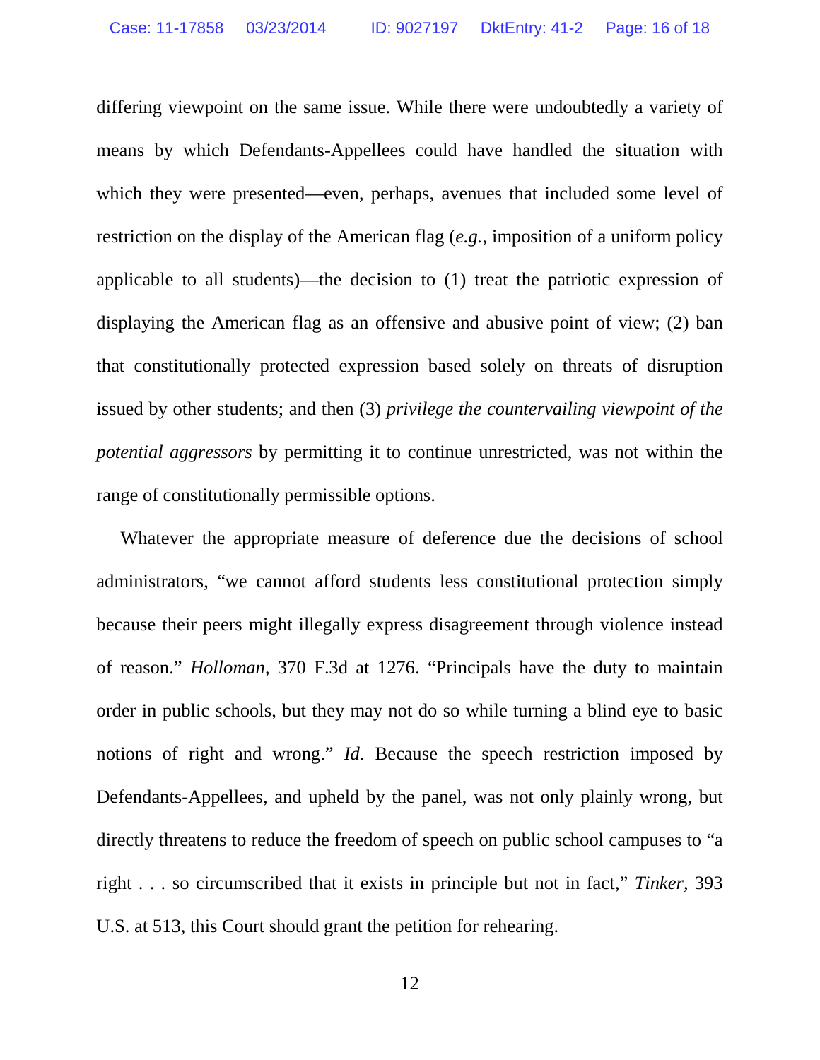differing viewpoint on the same issue. While there were undoubtedly a variety of means by which Defendants-Appellees could have handled the situation with which they were presented—even, perhaps, avenues that included some level of restriction on the display of the American flag (*e.g.*, imposition of a uniform policy applicable to all students)—the decision to (1) treat the patriotic expression of displaying the American flag as an offensive and abusive point of view; (2) ban that constitutionally protected expression based solely on threats of disruption issued by other students; and then (3) *privilege the countervailing viewpoint of the potential aggressors* by permitting it to continue unrestricted, was not within the range of constitutionally permissible options.

Whatever the appropriate measure of deference due the decisions of school administrators, "we cannot afford students less constitutional protection simply because their peers might illegally express disagreement through violence instead of reason." *Holloman*, 370 F.3d at 1276. "Principals have the duty to maintain order in public schools, but they may not do so while turning a blind eye to basic notions of right and wrong." *Id.* Because the speech restriction imposed by Defendants-Appellees, and upheld by the panel, was not only plainly wrong, but directly threatens to reduce the freedom of speech on public school campuses to "a right . . . so circumscribed that it exists in principle but not in fact," *Tinker*, 393 U.S. at 513, this Court should grant the petition for rehearing.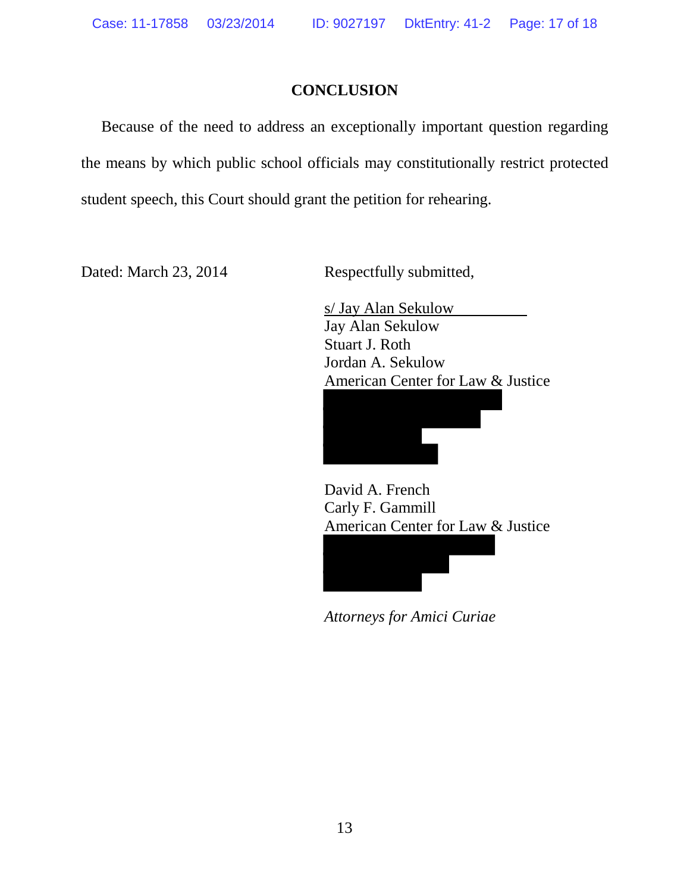## CONCLUSION

Because of the need to address an exceptionally important question regarding the means by which public school officials may constitutionally restrict protected student speech, this Court should grant the petition for rehearing.

Dated: March 23, 2014

Respectfully submitted,

s/ Jay Alan Sekulow
Jay Alan Sekulow
Stuart J. Roth
Jordan A. Sekulow
American Center for Law & Justice

David A. French
Carly F. Gammill
American Center for Law & Justice

*Attorneys for Amici Curiae*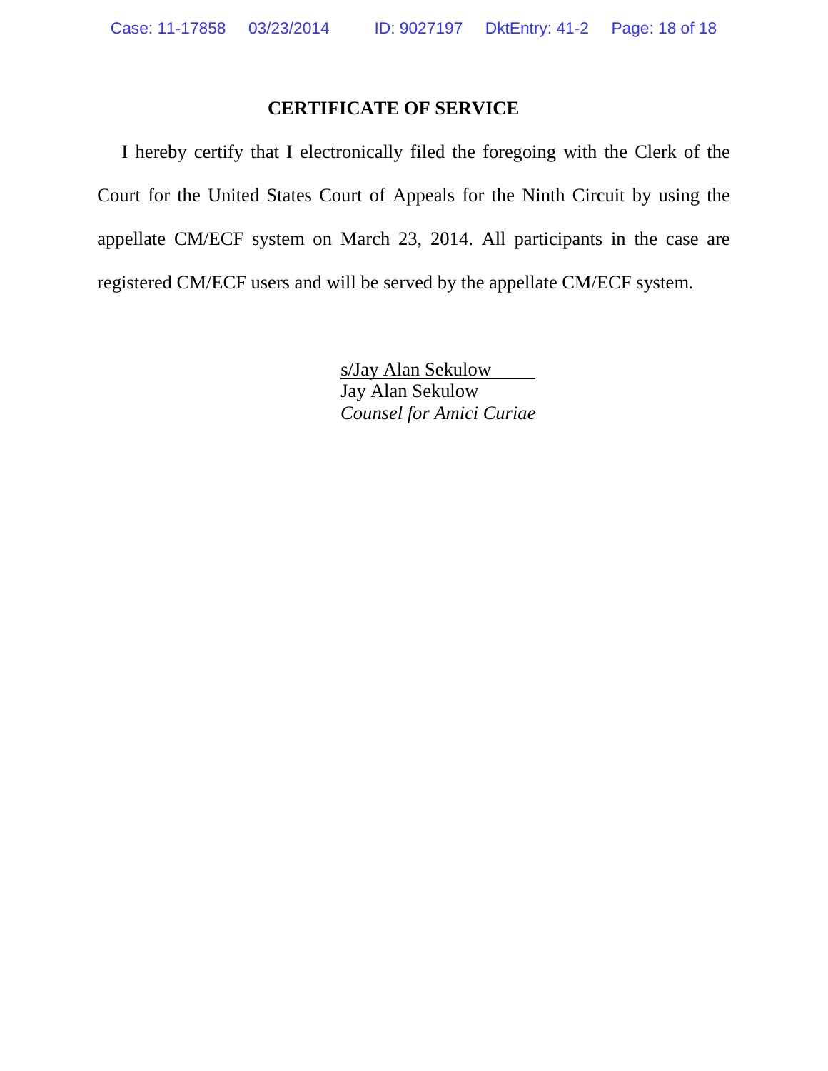## CERTIFICATE OF SERVICE

I hereby certify that I electronically filed the foregoing with the Clerk of the Court for the United States Court of Appeals for the Ninth Circuit by using the appellate CM/ECF system on March 23, 2014. All participants in the case are registered CM/ECF users and will be served by the appellate CM/ECF system.

s/Jay Alan Sekulow
Jay Alan Sekulow
*Counsel for Amici Curiae*